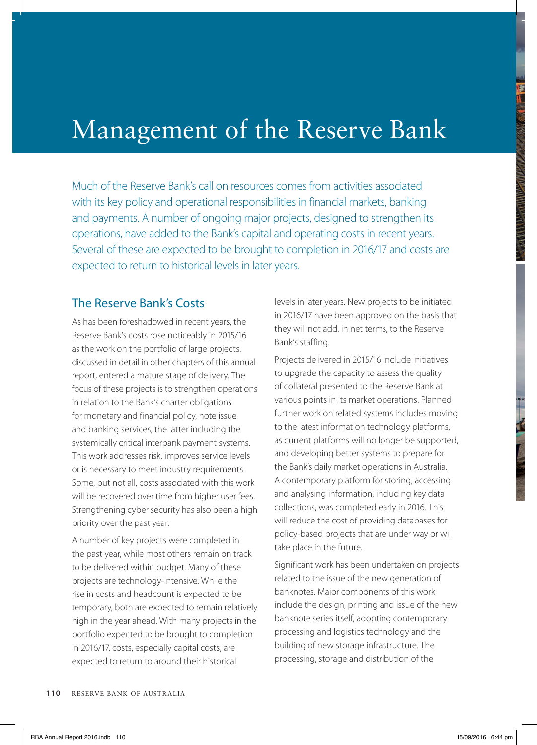# Management of the Reserve Bank

Much of the Reserve Bank's call on resources comes from activities associated with its key policy and operational responsibilities in financial markets, banking and payments. A number of ongoing major projects, designed to strengthen its operations, have added to the Bank's capital and operating costs in recent years. Several of these are expected to be brought to completion in 2016/17 and costs are expected to return to historical levels in later years.

## The Reserve Bank's Costs

As has been foreshadowed in recent years, the Reserve Bank's costs rose noticeably in 2015/16 as the work on the portfolio of large projects, discussed in detail in other chapters of this annual report, entered a mature stage of delivery. The focus of these projects is to strengthen operations in relation to the Bank's charter obligations for monetary and financial policy, note issue and banking services, the latter including the systemically critical interbank payment systems. This work addresses risk, improves service levels or is necessary to meet industry requirements. Some, but not all, costs associated with this work will be recovered over time from higher user fees. Strengthening cyber security has also been a high priority over the past year.

A number of key projects were completed in the past year, while most others remain on track to be delivered within budget. Many of these projects are technology-intensive. While the rise in costs and headcount is expected to be temporary, both are expected to remain relatively high in the year ahead. With many projects in the portfolio expected to be brought to completion in 2016/17, costs, especially capital costs, are expected to return to around their historical levels in later years. New projects to be initiated in 2016/17 have been approved on the basis that they will not add, in net terms, to the Reserve Bank's staffing.

Projects delivered in 2015/16 include initiatives to upgrade the capacity to assess the quality of collateral presented to the Reserve Bank at various points in its market operations. Planned further work on related systems includes moving to the latest information technology platforms, as current platforms will no longer be supported, and developing better systems to prepare for the Bank's daily market operations in Australia. A contemporary platform for storing, accessing and analysing information, including key data collections, was completed early in 2016. This will reduce the cost of providing databases for policy-based projects that are under way or will take place in the future.

Significant work has been undertaken on projects related to the issue of the new generation of banknotes. Major components of this work include the design, printing and issue of the new banknote series itself, adopting contemporary processing and logistics technology and the building of new storage infrastructure. The processing, storage and distribution of the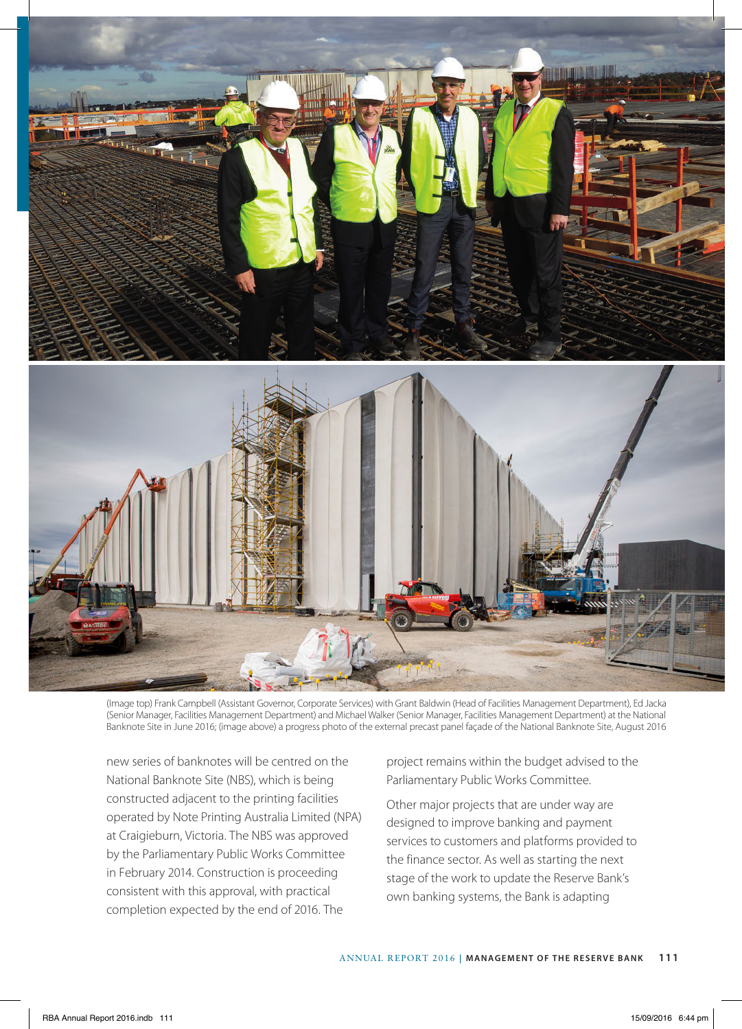(Image top) Frank Campbell (Assistant Governor, Corporate Services) with Grant Baldwin (Head of Facilities Management Department), Ed Jacka (Senior Manager, Facilities Management Department) and Michael Walker (Senior Manager, Facilities Management Department) at the National Banknote Site in June 2016; (image above) a progress photo of the external precast panel façade of the National Banknote Site, August 2016

new series of banknotes will be centred on the National Banknote Site (NBS), which is being constructed adjacent to the printing facilities operated by Note Printing Australia Limited (NPA) at Craigieburn, Victoria. The NBS was approved by the Parliamentary Public Works Committee in February 2014. Construction is proceeding consistent with this approval, with practical completion expected by the end of 2016. The project remains within the budget advised to the Parliamentary Public Works Committee.

Other major projects that are under way are designed to improve banking and payment services to customers and platforms provided to the finance sector. As well as starting the next stage of the work to update the Reserve Bank's own banking systems, the Bank is adapting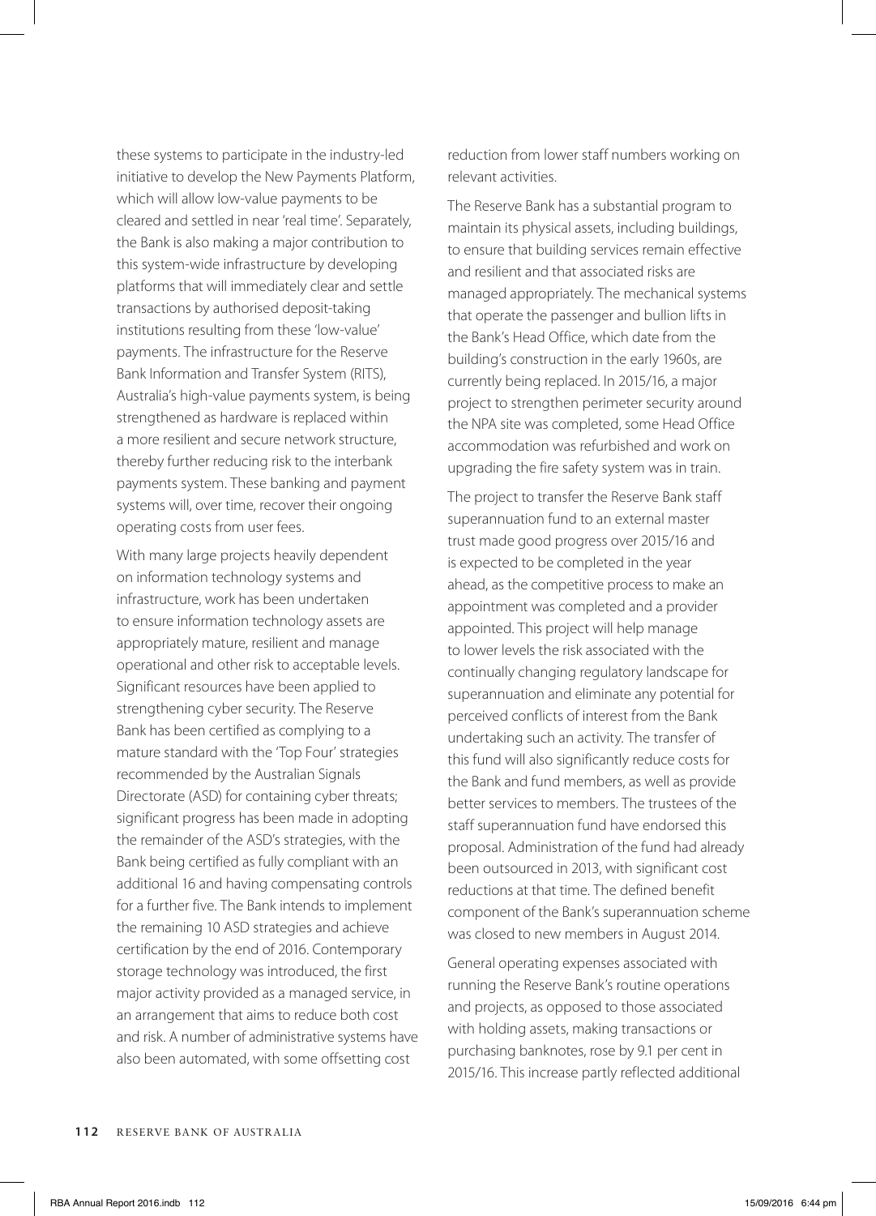these systems to participate in the industry-led initiative to develop the New Payments Platform, which will allow low-value payments to be cleared and settled in near 'real time'. Separately, the Bank is also making a major contribution to this system-wide infrastructure by developing platforms that will immediately clear and settle transactions by authorised deposit-taking institutions resulting from these 'low-value' payments. The infrastructure for the Reserve Bank Information and Transfer System (RITS), Australia's high-value payments system, is being strengthened as hardware is replaced within a more resilient and secure network structure, thereby further reducing risk to the interbank payments system. These banking and payment systems will, over time, recover their ongoing operating costs from user fees.

With many large projects heavily dependent on information technology systems and infrastructure, work has been undertaken to ensure information technology assets are appropriately mature, resilient and manage operational and other risk to acceptable levels. Significant resources have been applied to strengthening cyber security. The Reserve Bank has been certified as complying to a mature standard with the 'Top Four' strategies recommended by the Australian Signals Directorate (ASD) for containing cyber threats; significant progress has been made in adopting the remainder of the ASD's strategies, with the Bank being certified as fully compliant with an additional 16 and having compensating controls for a further five. The Bank intends to implement the remaining 10 ASD strategies and achieve certification by the end of 2016. Contemporary storage technology was introduced, the first major activity provided as a managed service, in an arrangement that aims to reduce both cost and risk. A number of administrative systems have also been automated, with some offsetting cost reduction from lower staff numbers working on relevant activities.

The Reserve Bank has a substantial program to maintain its physical assets, including buildings, to ensure that building services remain effective and resilient and that associated risks are managed appropriately. The mechanical systems that operate the passenger and bullion lifts in the Bank's Head Office, which date from the building's construction in the early 1960s, are currently being replaced. In 2015/16, a major project to strengthen perimeter security around the NPA site was completed, some Head Office accommodation was refurbished and work on upgrading the fire safety system was in train.

The project to transfer the Reserve Bank staff superannuation fund to an external master trust made good progress over 2015/16 and is expected to be completed in the year ahead, as the competitive process to make an appointment was completed and a provider appointed. This project will help manage to lower levels the risk associated with the continually changing regulatory landscape for superannuation and eliminate any potential for perceived conflicts of interest from the Bank undertaking such an activity. The transfer of this fund will also significantly reduce costs for the Bank and fund members, as well as provide better services to members. The trustees of the staff superannuation fund have endorsed this proposal. Administration of the fund had already been outsourced in 2013, with significant cost reductions at that time. The defined benefit component of the Bank's superannuation scheme was closed to new members in August 2014.

General operating expenses associated with running the Reserve Bank's routine operations and projects, as opposed to those associated with holding assets, making transactions or purchasing banknotes, rose by 9.1 per cent in 2015/16. This increase partly reflected additional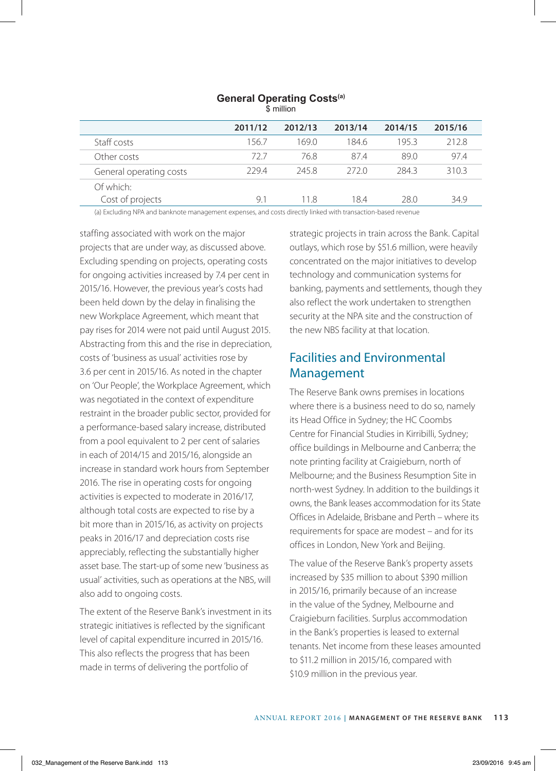**General Operating Costs**[(a)]
$ million

| | 2011/12 | 2012/13 | 2013/14 | 2014/15 | 2015/16 |
|---|---|---|---|---|---|
| Staff costs | 156.7 | 169.0 | 184.6 | 195.3 | 212.8 |
| Other costs | 72.7 | 76.8 | 87.4 | 89.0 | 97.4 |
| General operating costs | 229.4 | 245.8 | 272.0 | 284.3 | 310.3 |
| Of which: | | | | | |
| Cost of projects | 9.1 | 11.8 | 18.4 | 28.0 | 34.9 |

(a) Excluding NPA and banknote management expenses, and costs directly linked with transaction-based revenue

staffing associated with work on the major projects that are under way, as discussed above. Excluding spending on projects, operating costs for ongoing activities increased by 7.4 per cent in 2015/16. However, the previous year's costs had been held down by the delay in finalising the new Workplace Agreement, which meant that pay rises for 2014 were not paid until August 2015. Abstracting from this and the rise in depreciation, costs of 'business as usual' activities rose by 3.6 per cent in 2015/16. As noted in the chapter on 'Our People', the Workplace Agreement, which was negotiated in the context of expenditure restraint in the broader public sector, provided for a performance-based salary increase, distributed from a pool equivalent to 2 per cent of salaries in each of 2014/15 and 2015/16, alongside an increase in standard work hours from September 2016. The rise in operating costs for ongoing activities is expected to moderate in 2016/17, although total costs are expected to rise by a bit more than in 2015/16, as activity on projects peaks in 2016/17 and depreciation costs rise appreciably, reflecting the substantially higher asset base. The start-up of some new 'business as usual' activities, such as operations at the NBS, will also add to ongoing costs.

The extent of the Reserve Bank's investment in its strategic initiatives is reflected by the significant level of capital expenditure incurred in 2015/16. This also reflects the progress that has been made in terms of delivering the portfolio of strategic projects in train across the Bank. Capital outlays, which rose by $51.6 million, were heavily concentrated on the major initiatives to develop technology and communication systems for banking, payments and settlements, though they also reflect the work undertaken to strengthen security at the NPA site and the construction of the new NBS facility at that location.

## Facilities and Environmental Management

The Reserve Bank owns premises in locations where there is a business need to do so, namely its Head Office in Sydney; the HC Coombs Centre for Financial Studies in Kirribilli, Sydney; office buildings in Melbourne and Canberra; the note printing facility at Craigieburn, north of Melbourne; and the Business Resumption Site in north-west Sydney. In addition to the buildings it owns, the Bank leases accommodation for its State Offices in Adelaide, Brisbane and Perth – where its requirements for space are modest – and for its offices in London, New York and Beijing.

The value of the Reserve Bank's property assets increased by $35 million to about $390 million in 2015/16, primarily because of an increase in the value of the Sydney, Melbourne and Craigieburn facilities. Surplus accommodation in the Bank's properties is leased to external tenants. Net income from these leases amounted to $11.2 million in 2015/16, compared with $10.9 million in the previous year.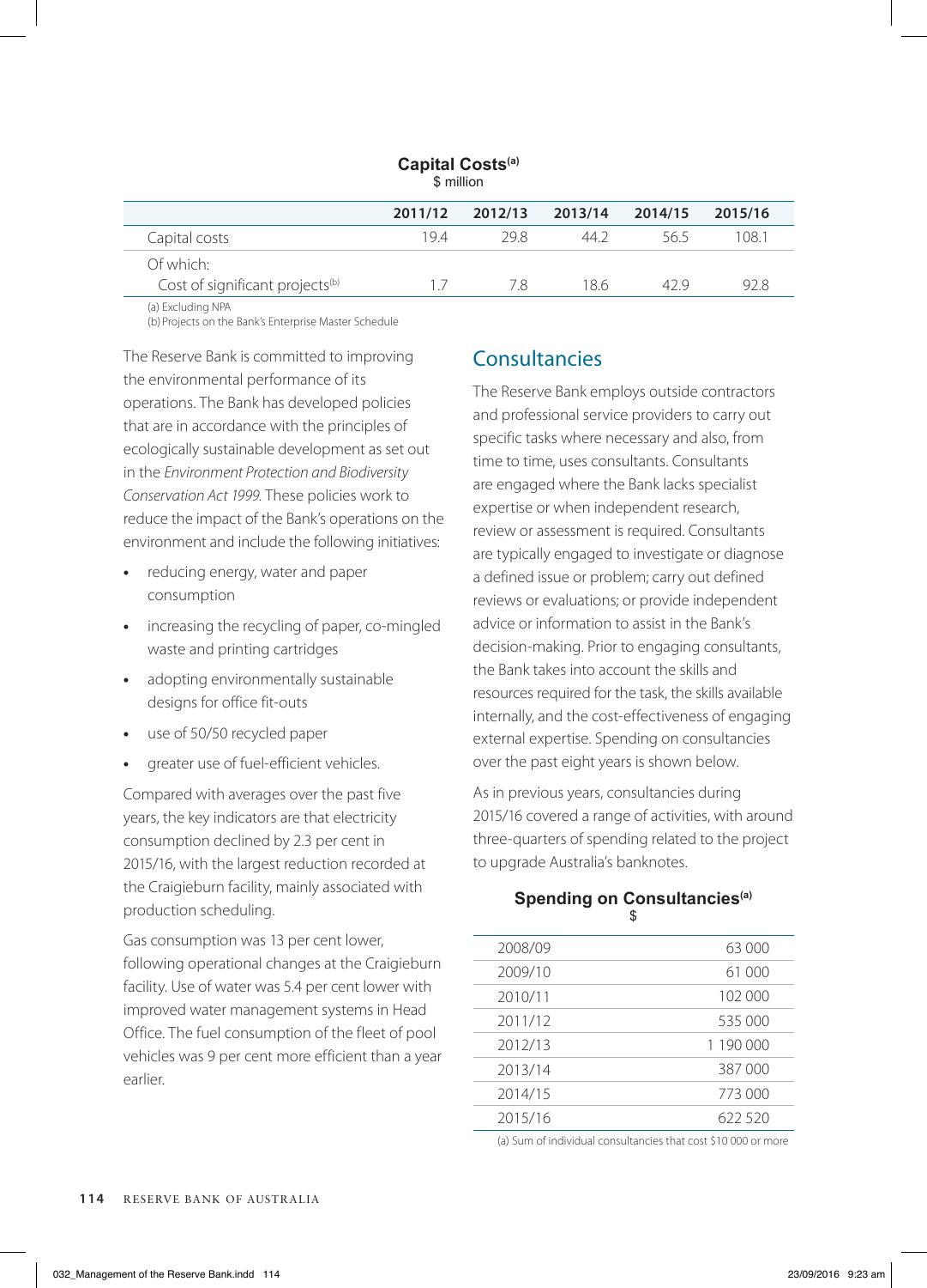**Capital Costs**[a]
$ million

| | 2011/12 | 2012/13 | 2013/14 | 2014/15 | 2015/16 |
|---|---|---|---|---|---|
| Capital costs | 19.4 | 29.8 | 44.2 | 56.5 | 108.1 |
| Of which: | | | | | |
| Cost of significant projects[b] | 1.7 | 7.8 | 18.6 | 42.9 | 92.8 |

(a) Excluding NPA
(b) Projects on the Bank's Enterprise Master Schedule

The Reserve Bank is committed to improving the environmental performance of its operations. The Bank has developed policies that are in accordance with the principles of ecologically sustainable development as set out in the *Environment Protection and Biodiversity Conservation Act 1999*. These policies work to reduce the impact of the Bank's operations on the environment and include the following initiatives:

- reducing energy, water and paper consumption
- increasing the recycling of paper, co-mingled waste and printing cartridges
- adopting environmentally sustainable designs for office fit-outs
- use of 50/50 recycled paper
- greater use of fuel-efficient vehicles.

Compared with averages over the past five years, the key indicators are that electricity consumption declined by 2.3 per cent in 2015/16, with the largest reduction recorded at the Craigieburn facility, mainly associated with production scheduling.

Gas consumption was 13 per cent lower, following operational changes at the Craigieburn facility. Use of water was 5.4 per cent lower with improved water management systems in Head Office. The fuel consumption of the fleet of pool vehicles was 9 per cent more efficient than a year earlier.

## Consultancies

The Reserve Bank employs outside contractors and professional service providers to carry out specific tasks where necessary and also, from time to time, uses consultants. Consultants are engaged where the Bank lacks specialist expertise or when independent research, review or assessment is required. Consultants are typically engaged to investigate or diagnose a defined issue or problem; carry out defined reviews or evaluations; or provide independent advice or information to assist in the Bank's decision-making. Prior to engaging consultants, the Bank takes into account the skills and resources required for the task, the skills available internally, and the cost-effectiveness of engaging external expertise. Spending on consultancies over the past eight years is shown below.

As in previous years, consultancies during 2015/16 covered a range of activities, with around three-quarters of spending related to the project to upgrade Australia's banknotes.

**Spending on Consultancies**[a]
$

| | |
|---|---|
| 2008/09 | 63 000 |
| 2009/10 | 61 000 |
| 2010/11 | 102 000 |
| 2011/12 | 535 000 |
| 2012/13 | 1 190 000 |
| 2013/14 | 387 000 |
| 2014/15 | 773 000 |
| 2015/16 | 622 520 |

(a) Sum of individual consultancies that cost $10 000 or more